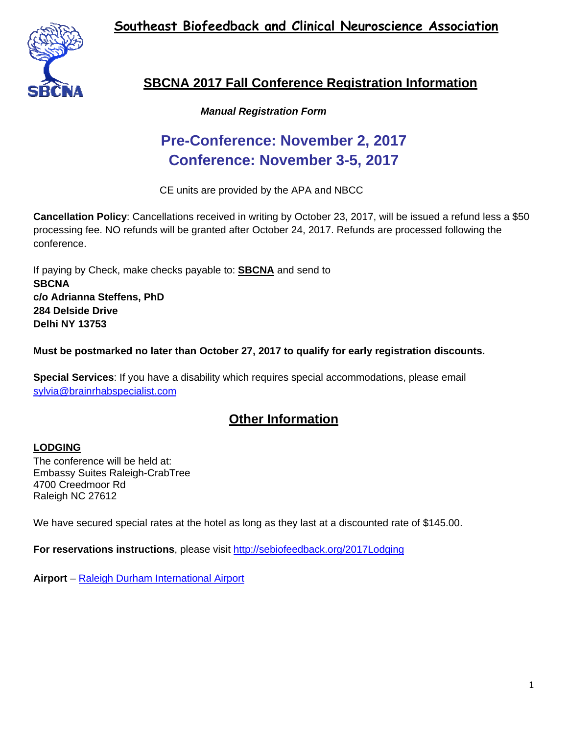# Southeast Biofeedback and Clinical Neuroscience Association

## SBCNA 2017 Fall Conference Registration Information

***Manual Registration Form***

## Pre-Conference: November 2, 2017
## Conference: November 3-5, 2017

CE units are provided by the APA and NBCC

**Cancellation Policy**: Cancellations received in writing by October 23, 2017, will be issued a refund less a $50 processing fee. NO refunds will be granted after October 24, 2017. Refunds are processed following the conference.

If paying by Check, make checks payable to: **SBCNA** and send to
**SBCNA**
**c/o Adrianna Steffens, PhD**
**284 Delside Drive**
**Delhi NY 13753**

**Must be postmarked no later than October 27, 2017 to qualify for early registration discounts.**

**Special Services**: If you have a disability which requires special accommodations, please email sylvia@brainrhabspecialist.com

## Other Information

**LODGING**
The conference will be held at:
Embassy Suites Raleigh-CrabTree
4700 Creedmoor Rd
Raleigh NC 27612

We have secured special rates at the hotel as long as they last at a discounted rate of $145.00.

**For reservations instructions**, please visit http://sebiofeedback.org/2017Lodging

**Airport** – Raleigh Durham International Airport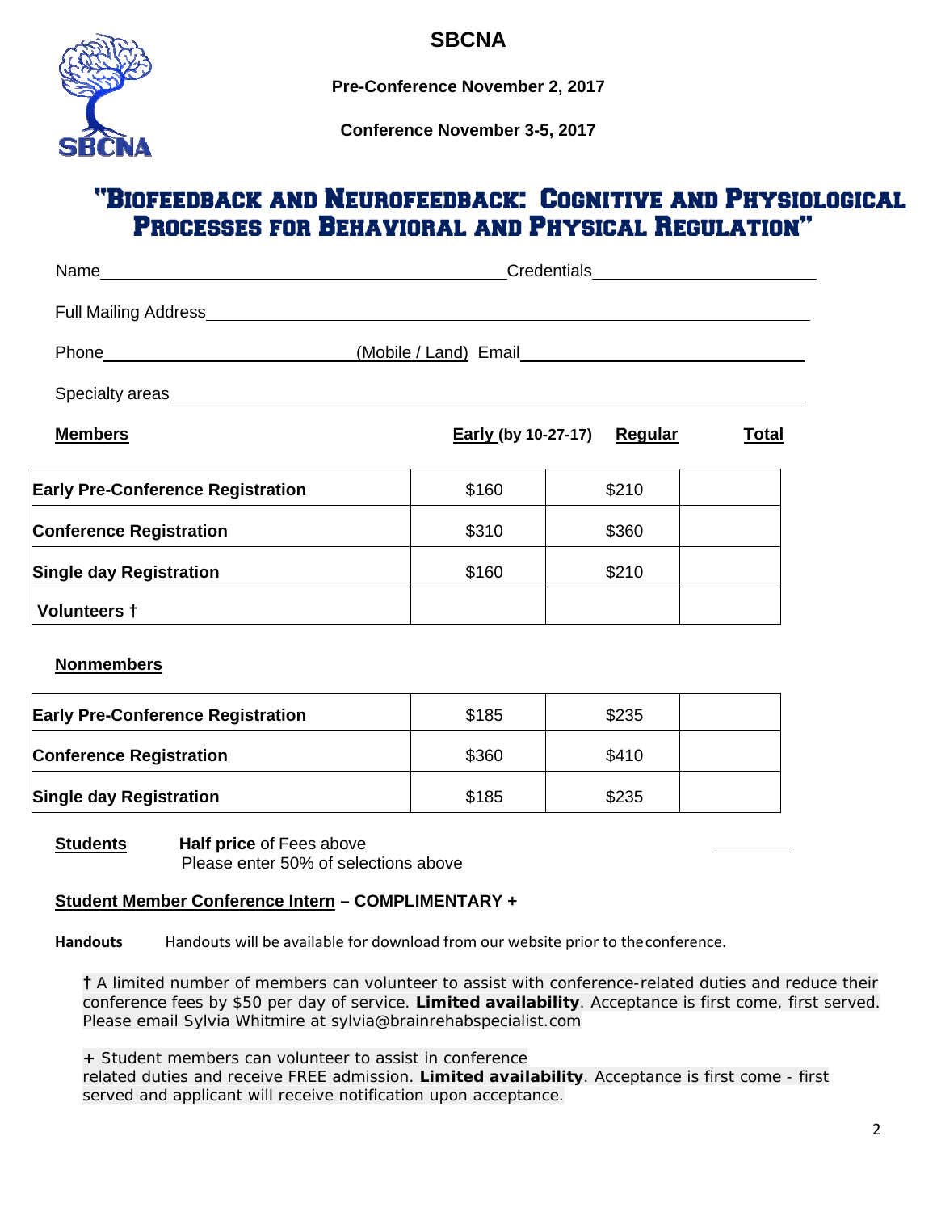# SBCNA

**Pre-Conference November 2, 2017**

**Conference November 3-5, 2017**

## "Biofeedback and Neurofeedback: Cognitive and Physiological Processes for Behavioral and Physical Regulation"

Name\_\_\_\_\_\_\_\_\_\_\_\_\_\_\_\_\_\_\_\_\_\_\_\_\_\_\_\_\_\_\_\_\_\_\_\_\_\_\_\_\_\_\_\_\_\_ Credentials\_\_\_\_\_\_\_\_\_\_\_\_\_\_\_\_\_\_\_\_\_\_\_\_\_\_

Full Mailing Address\_\_\_\_\_\_\_\_\_\_\_\_\_\_\_\_\_\_\_\_\_\_\_\_\_\_\_\_\_\_\_\_\_\_\_\_\_\_\_\_\_\_\_\_\_\_\_\_\_\_\_\_\_\_\_\_\_\_\_\_\_\_\_\_\_\_\_\_

Phone\_\_\_\_\_\_\_\_\_\_\_\_\_\_\_\_\_\_\_\_\_\_\_\_\_\_\_\_\_\_ (Mobile / Land) Email\_\_\_\_\_\_\_\_\_\_\_\_\_\_\_\_\_\_\_\_\_\_\_\_\_\_\_\_\_\_\_\_\_\_\_\_

Specialty areas\_\_\_\_\_\_\_\_\_\_\_\_\_\_\_\_\_\_\_\_\_\_\_\_\_\_\_\_\_\_\_\_\_\_\_\_\_\_\_\_\_\_\_\_\_\_\_\_\_\_\_\_\_\_\_\_\_\_\_\_\_\_\_\_\_\_\_\_\_\_\_\_\_\_

| **Members** | **Early** **(by 10-27-17)** | **Regular** | **Total** |
|---|---|---|---|
| **Early Pre-Conference Registration** | $160 | $210 | |
| **Conference Registration** | $310 | $360 | |
| **Single day Registration** | $160 | $210 | |
| **Volunteers †** | | | |

**Nonmembers**

| | | | |
|---|---|---|---|
| **Early Pre-Conference Registration** | $185 | $235 | |
| **Conference Registration** | $360 | $410 | |
| **Single day Registration** | $185 | $235 | |

**Students** **Half price** of Fees above
Please enter 50% of selections above \_\_\_\_\_\_\_\_

**Student Member Conference Intern – COMPLIMENTARY +**

**Handouts** Handouts will be available for download from our website prior to the conference.

† A limited number of members can volunteer to assist with conference-related duties and reduce their conference fees by $50 per day of service. **Limited availability**. Acceptance is first come, first served. Please email Sylvia Whitmire at sylvia@brainrehabspecialist.com

+ Student members can volunteer to assist in conference related duties and receive FREE admission. **Limited availability**. Acceptance is first come - first served and applicant will receive notification upon acceptance.